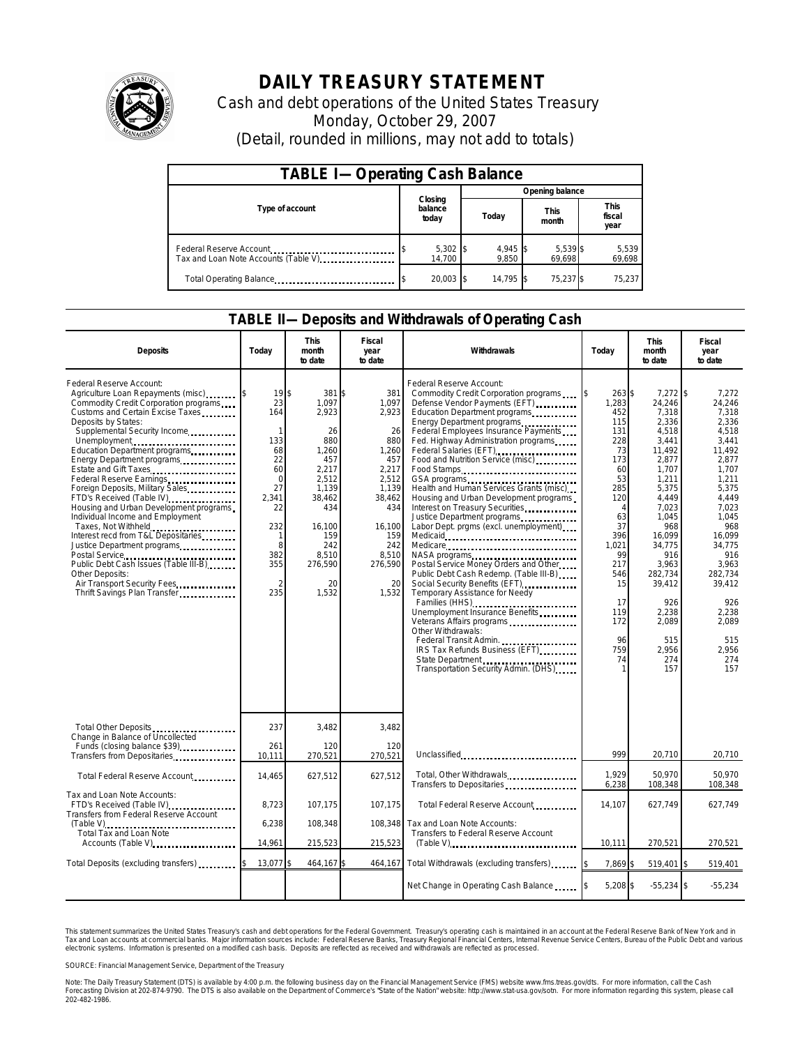# DAILY TREASURY STATEMENT

Cash and debt operations of the United States Treasury

Monday, October 29, 2007

(Detail, rounded in millions, may not add to totals)

| TABLE I—Operating Cash Balance | | | | |
|---|---|---|---|---|
| Type of account | Closing balance today | Opening balance | | |
| | | Today | This month | This fiscal year |
| Federal Reserve Account | $ 5,302 | $ 4,945 | $ 5,539 | $ 5,539 |
| Tax and Loan Note Accounts (Table V) | 14,700 | 9,850 | 69,698 | 69,698 |
| Total Operating Balance | $ 20,003 | $ 14,795 | $ 75,237 | $ 75,237 |

## TABLE II—Deposits and Withdrawals of Operating Cash

| Deposits | Today | This month to date | Fiscal year to date | Withdrawals | Today | This month to date | Fiscal year to date |
|---|---|---|---|---|---|---|---|
| Federal Reserve Account: | | | | Federal Reserve Account: | | | |
| Agriculture Loan Repayments (misc) | $ 19 | $ 381 | $ 381 | Commodity Credit Corporation programs | $ 263 | $ 7,272 | $ 7,272 |
| Commodity Credit Corporation programs | 23 | 1,097 | 1,097 | Defense Vendor Payments (EFT) | 1,283 | 24,246 | 24,246 |
| Customs and Certain Excise Taxes | 164 | 2,923 | 2,923 | Education Department programs | 452 | 7,318 | 7,318 |
| Deposits by States: | | | | Energy Department programs | 115 | 2,336 | 2,336 |
| Supplemental Security Income | 1 | 26 | 26 | Federal Employees Insurance Payments | 131 | 4,518 | 4,518 |
| Unemployment | 133 | 880 | 880 | Fed. Highway Administration programs | 228 | 3,441 | 3,441 |
| Education Department programs | 68 | 1,260 | 1,260 | Federal Salaries (EFT) | 73 | 11,492 | 11,492 |
| Energy Department programs | 22 | 457 | 457 | Food and Nutrition Service (misc) | 173 | 2,877 | 2,877 |
| Estate and Gift Taxes | 60 | 2,217 | 2,217 | Food Stamps | 60 | 1,707 | 1,707 |
| Federal Reserve Earnings | 0 | 2,512 | 2,512 | GSA programs | 53 | 1,211 | 1,211 |
| Foreign Deposits, Military Sales | 27 | 1,139 | 1,139 | Health and Human Services Grants (misc) | 285 | 5,375 | 5,375 |
| FTD's Received (Table IV) | 2,341 | 38,462 | 38,462 | Housing and Urban Development programs | 120 | 4,449 | 4,449 |
| Housing and Urban Development programs | 22 | 434 | 434 | Interest on Treasury Securities | 4 | 7,023 | 7,023 |
| Individual Income and Employment | | | | Justice Department programs | 63 | 1,045 | 1,045 |
| Taxes, Not Withheld | 232 | 16,100 | 16,100 | Labor Dept. prgms (excl. unemployment) | 37 | 968 | 968 |
| Interest recd from T&L Depositaries | 1 | 159 | 159 | Medicaid | 396 | 16,099 | 16,099 |
| Justice Department programs | 8 | 242 | 242 | Medicare | 1,021 | 34,775 | 34,775 |
| Postal Service | 382 | 8,510 | 8,510 | NASA programs | 99 | 916 | 916 |
| Public Debt Cash Issues (Table III-B) | 355 | 276,590 | 276,590 | Postal Service Money Orders and Other | 217 | 3,963 | 3,963 |
| Other Deposits: | | | | Public Debt Cash Redemp. (Table III-B) | 546 | 282,734 | 282,734 |
| Air Transport Security Fees | 2 | 20 | 20 | Social Security Benefits (EFT) | 15 | 39,412 | 39,412 |
| Thrift Savings Plan Transfer | 235 | 1,532 | 1,532 | Temporary Assistance for Needy Families (HHS) | 17 | 926 | 926 |
| | | | | Unemployment Insurance Benefits | 119 | 2,238 | 2,238 |
| | | | | Veterans Affairs programs | 172 | 2,089 | 2,089 |
| | | | | Other Withdrawals: | | | |
| | | | | Federal Transit Admin. | 96 | 515 | 515 |
| | | | | IRS Tax Refunds Business (EFT) | 759 | 2,956 | 2,956 |
| | | | | State Department | 74 | 274 | 274 |
| | | | | Transportation Security Admin. (DHS) | 1 | 157 | 157 |
| Total Other Deposits | 237 | 3,482 | 3,482 | | | | |
| Change in Balance of Uncollected Funds (closing balance $39) | 261 | 120 | 120 | | | | |
| Transfers from Depositaries | 10,111 | 270,521 | 270,521 | Unclassified | 999 | 20,710 | 20,710 |
| Total Federal Reserve Account | 14,465 | 627,512 | 627,512 | Total, Other Withdrawals | 1,929 | 50,970 | 50,970 |
| | | | | Transfers to Depositaries | 6,238 | 108,348 | 108,348 |
| Tax and Loan Note Accounts: | | | | | | | |
| FTD's Received (Table IV) | 8,723 | 107,175 | 107,175 | Total Federal Reserve Account | 14,107 | 627,749 | 627,749 |
| Transfers from Federal Reserve Account (Table V) | 6,238 | 108,348 | 108,348 | Tax and Loan Note Accounts: | | | |
| Total Tax and Loan Note Accounts (Table V) | 14,961 | 215,523 | 215,523 | Transfers to Federal Reserve Account (Table V) | 10,111 | 270,521 | 270,521 |
| Total Deposits (excluding transfers) | $ 13,077 | $ 464,167 | $ 464,167 | Total Withdrawals (excluding transfers) | $ 7,869 | $ 519,401 | $ 519,401 |
| | | | | Net Change in Operating Cash Balance | $ 5,208 | $ -55,234 | $ -55,234 |

This statement summarizes the United States Treasury's cash and debt operations for the Federal Government. Treasury's operating cash is maintained in an account at the Federal Reserve Bank of New York and in Tax and Loan accounts at commercial banks. Major information sources include: Federal Reserve Banks, Treasury Regional Financial Centers, Internal Revenue Service Centers, Bureau of the Public Debt and various electronic systems. Information is presented on a modified cash basis. Deposits are reflected as received and withdrawals are reflected as processed.

SOURCE: Financial Management Service, Department of the Treasury

Note: The Daily Treasury Statement (DTS) is available by 4:00 p.m. the following business day on the Financial Management Service (FMS) website www.fms.treas.gov/dts. For more information, call the Cash Forecasting Division at 202-874-9790. The DTS is also available on the Department of Commerce's "State of the Nation" website: http://www.stat-usa.gov/sotn. For more information regarding this system, please call 202-482-1986.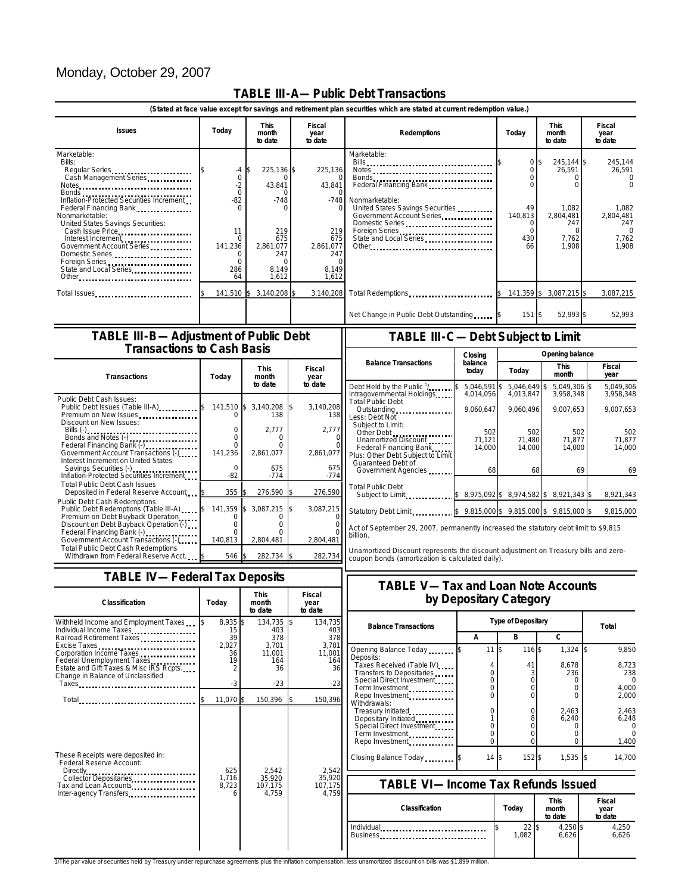Monday, October 29, 2007

## TABLE III-A— Public Debt Transactions

(Stated at face value except for savings and retirement plan securities which are stated at current redemption value.)

| Issues | Today | This month to date | Fiscal year to date | Redemptions | Today | This month to date | Fiscal year to date |
|---|---|---|---|---|---|---|---|
| Marketable: | | | | Marketable: | | | |
| Bills: | | | | Bills | $ 0 | $ 245,144 | $ 245,144 |
| Regular Series | $ -4 | $ 225,136 | $ 225,136 | Notes | 0 | 26,591 | 26,591 |
| Cash Management Series | 0 | 0 | 0 | Bonds | 0 | 0 | 0 |
| Notes | -2 | 43,841 | 43,841 | Federal Financing Bank | 0 | 0 | 0 |
| Bonds | 0 | 0 | 0 | | | | |
| Inflation-Protected Securities Increment | -82 | -748 | -748 | Nonmarketable: | | | |
| Federal Financing Bank | 0 | 0 | 0 | United States Savings Securities | 49 | 1,082 | 1,082 |
| Nonmarketable: | | | | Government Account Series | 140,813 | 2,804,481 | 2,804,481 |
| United States Savings Securities: | | | | Domestic Series | 0 | 247 | 247 |
| Cash Issue Price | 11 | 219 | 219 | Foreign Series | 0 | 0 | 0 |
| Interest Increment | 0 | 675 | 675 | State and Local Series | 430 | 7,762 | 7,762 |
| Government Account Series | 141,236 | 2,861,077 | 2,861,077 | Other | 66 | 1,908 | 1,908 |
| Domestic Series | 0 | 247 | 247 | | | | |
| Foreign Series | 0 | 0 | 0 | | | | |
| State and Local Series | 286 | 8,149 | 8,149 | | | | |
| Other | 64 | 1,612 | 1,612 | | | | |
| Total Issues | $ 141,510 | $ 3,140,208 | $ 3,140,208 | Total Redemptions | $ 141,359 | $ 3,087,215 | $ 3,087,215 |
| | | | | Net Change in Public Debt Outstanding | $ 151 | $ 52,993 | $ 52,993 |

## TABLE III-B— Adjustment of Public Debt Transactions to Cash Basis

| Transactions | Today | This month to date | Fiscal year to date |
|---|---|---|---|
| Public Debt Cash Issues: | | | |
| Public Debt Issues (Table III-A) | $ 141,510 | $ 3,140,208 | $ 3,140,208 |
| Premium on New Issues | 0 | 138 | 138 |
| Discount on New Issues: | | | |
| Bills (-) | 0 | 2,777 | 2,777 |
| Bonds and Notes (-) | 0 | 0 | 0 |
| Federal Financing Bank (-) | 0 | 0 | 0 |
| Government Account Transactions (-) | 141,236 | 2,861,077 | 2,861,077 |
| Interest Increment on United States Savings Securities (-) | 0 | 675 | 675 |
| Inflation-Protected Securities Increment | -82 | -774 | -774 |
| Total Public Debt Cash Issues Deposited in Federal Reserve Account | $ 355 | $ 276,590 | $ 276,590 |
| Public Debt Cash Redemptions: | | | |
| Public Debt Redemptions (Table III-A) | $ 141,359 | $ 3,087,215 | $ 3,087,215 |
| Premium on Debt Buyback Operation | 0 | 0 | 0 |
| Discount on Debt Buyback Operation (-) | 0 | 0 | 0 |
| Federal Financing Bank (-) | 0 | 0 | 0 |
| Government Account Transactions (-) | 140,813 | 2,804,481 | 2,804,481 |
| Total Public Debt Cash Redemptions Withdrawn from Federal Reserve Acct. | $ 546 | $ 282,734 | $ 282,734 |

## TABLE III-C— Debt Subject to Limit

| Balance Transactions | Closing balance today | Opening balance Today | Opening balance This month | Opening balance Fiscal year |
|---|---|---|---|---|
| Debt Held by the Public [1] | $ 5,046,591 | $ 5,046,649 | $ 5,049,306 | $ 5,049,306 |
| Intragovernmental Holdings | 4,014,056 | 4,013,847 | 3,958,348 | 3,958,348 |
| Total Public Debt Outstanding | 9,060,647 | 9,060,496 | 9,007,653 | 9,007,653 |
| Less: Debt Not Subject to Limit: | | | | |
| Other Debt | 502 | 502 | 502 | 502 |
| Unamortized Discount | 71,121 | 71,480 | 71,877 | 71,877 |
| Federal Financing Bank | 14,000 | 14,000 | 14,000 | 14,000 |
| Plus: Other Debt Subject to Limit Guaranteed Debt of Government Agencies | 68 | 68 | 69 | 69 |
| Total Public Debt Subject to Limit | $ 8,975,092 | $ 8,974,582 | $ 8,921,343 | $ 8,921,343 |
| Statutory Debt Limit | $ 9,815,000 | $ 9,815,000 | $ 9,815,000 | $ 9,815,000 |

Act of September 29, 2007, permanently increased the statutory debt limit to $9,815 billion.

Unamortized Discount represents the discount adjustment on Treasury bills and zero-coupon bonds (amortization is calculated daily).

## TABLE IV— Federal Tax Deposits

| Classification | Today | This month to date | Fiscal year to date |
|---|---|---|---|
| Withheld Income and Employment Taxes | $ 8,935 | $ 134,735 | $ 134,735 |
| Individual Income Taxes | 15 | 403 | 403 |
| Railroad Retirement Taxes | 39 | 378 | 378 |
| Excise Taxes | 2,027 | 3,701 | 3,701 |
| Corporation Income Taxes | 36 | 11,001 | 11,001 |
| Federal Unemployment Taxes | 19 | 164 | 164 |
| Estate and Gift Taxes & Misc IRS Rcpts. | 2 | 36 | 36 |
| Change in Balance of Unclassified Taxes | -3 | -23 | -23 |
| Total | $ 11,070 | $ 150,396 | $ 150,396 |
| These Receipts were deposited in: | | | |
| Federal Reserve Account: | | | |
| Directly | 625 | 2,542 | 2,542 |
| Collector Depositaries | 1,716 | 35,920 | 35,920 |
| Tax and Loan Accounts | 8,723 | 107,175 | 107,175 |
| Inter-agency Transfers | 6 | 4,759 | 4,759 |

## TABLE V— Tax and Loan Note Accounts by Depositary Category

| Balance Transactions | Type of Depositary A | B | C | Total |
|---|---|---|---|---|
| Opening Balance Today | $ 11 | $ 116 | $ 1,324 | $ 9,850 |
| Deposits: | | | | |
| Taxes Received (Table IV) | 4 | 41 | 8,678 | 8,723 |
| Transfers to Depositaries | 0 | 3 | 236 | 238 |
| Special Direct Investment | 0 | 0 | 0 | 0 |
| Term Investment | 0 | 0 | 0 | 4,000 |
| Repo Investment | 0 | 0 | 0 | 2,000 |
| Withdrawals: | | | | |
| Treasury Initiated | 0 | 0 | 2,463 | 2,463 |
| Depositary Initiated | 1 | 8 | 6,240 | 6,248 |
| Special Direct Investment | 0 | 0 | 0 | 0 |
| Term Investment | 0 | 0 | 0 | 0 |
| Repo Investment | 0 | 0 | 0 | 1,400 |
| Closing Balance Today | $ 14 | $ 152 | $ 1,535 | $ 14,700 |

## TABLE VI— Income Tax Refunds Issued

| Classification | Today | This month to date | Fiscal year to date |
|---|---|---|---|
| Individual | $ 22 | $ 4,250 | $ 4,250 |
| Business | 1,082 | 6,626 | 6,626 |

1/The par value of securities held by Treasury under repurchase agreements plus the inflation compensation, less unamortized discount on bills was $1,899 million.